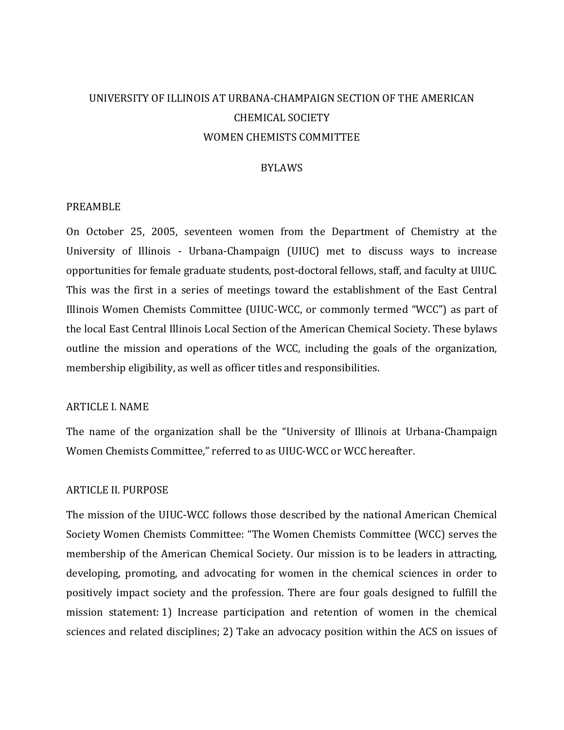# UNIVERSITY OF ILLINOIS AT URBANA-CHAMPAIGN SECTION OF THE AMERICAN CHEMICAL SOCIETY
# WOMEN CHEMISTS COMMITTEE

## BYLAWS

### PREAMBLE

On October 25, 2005, seventeen women from the Department of Chemistry at the University of Illinois - Urbana-Champaign (UIUC) met to discuss ways to increase opportunities for female graduate students, post-doctoral fellows, staff, and faculty at UIUC. This was the first in a series of meetings toward the establishment of the East Central Illinois Women Chemists Committee (UIUC-WCC, or commonly termed "WCC") as part of the local East Central Illinois Local Section of the American Chemical Society. These bylaws outline the mission and operations of the WCC, including the goals of the organization, membership eligibility, as well as officer titles and responsibilities.

### ARTICLE I. NAME

The name of the organization shall be the "University of Illinois at Urbana-Champaign Women Chemists Committee," referred to as UIUC-WCC or WCC hereafter.

### ARTICLE II. PURPOSE

The mission of the UIUC-WCC follows those described by the national American Chemical Society Women Chemists Committee: "The Women Chemists Committee (WCC) serves the membership of the American Chemical Society. Our mission is to be leaders in attracting, developing, promoting, and advocating for women in the chemical sciences in order to positively impact society and the profession. There are four goals designed to fulfill the mission statement: 1) Increase participation and retention of women in the chemical sciences and related disciplines; 2) Take an advocacy position within the ACS on issues of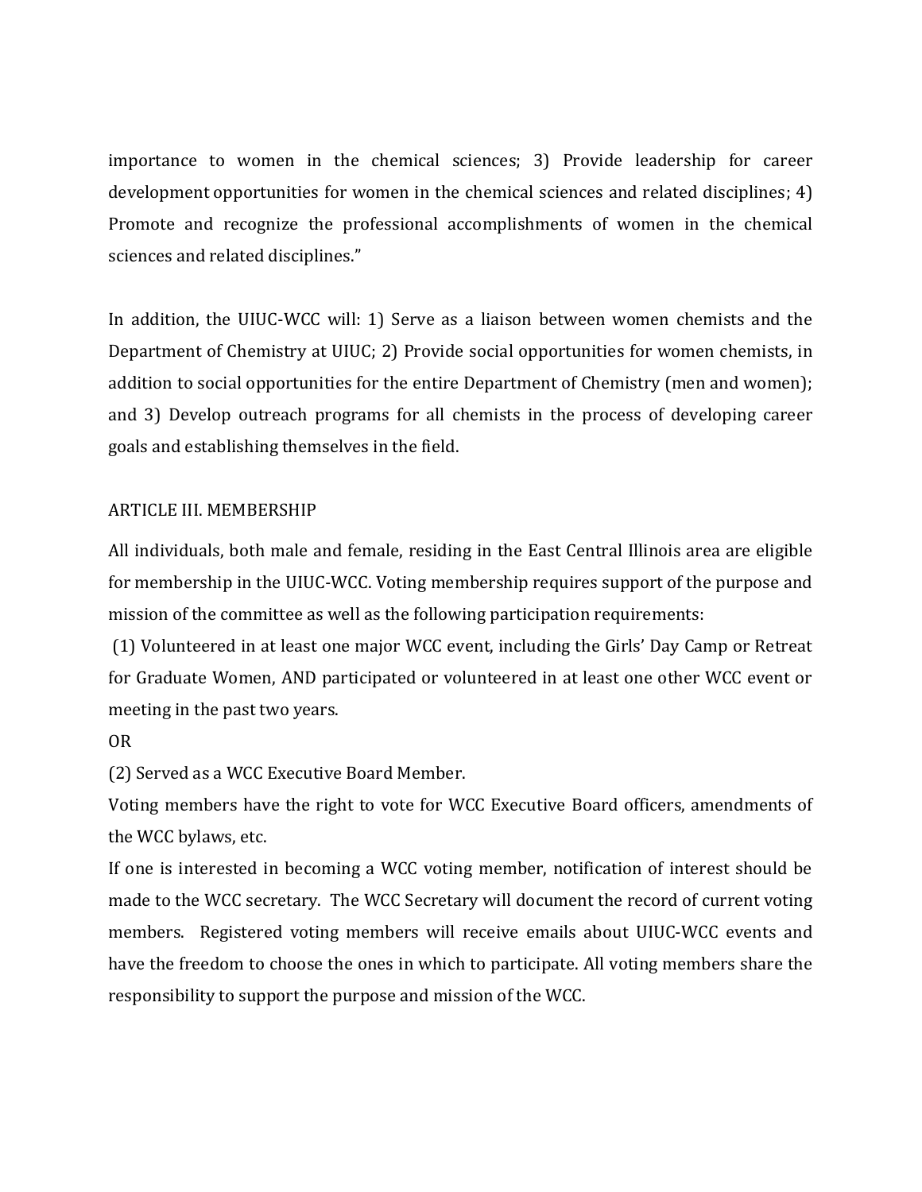importance to women in the chemical sciences; 3) Provide leadership for career development opportunities for women in the chemical sciences and related disciplines; 4) Promote and recognize the professional accomplishments of women in the chemical sciences and related disciplines."

In addition, the UIUC-WCC will: 1) Serve as a liaison between women chemists and the Department of Chemistry at UIUC; 2) Provide social opportunities for women chemists, in addition to social opportunities for the entire Department of Chemistry (men and women); and 3) Develop outreach programs for all chemists in the process of developing career goals and establishing themselves in the field.

## ARTICLE III. MEMBERSHIP

All individuals, both male and female, residing in the East Central Illinois area are eligible for membership in the UIUC-WCC. Voting membership requires support of the purpose and mission of the committee as well as the following participation requirements:

(1) Volunteered in at least one major WCC event, including the Girls' Day Camp or Retreat for Graduate Women, AND participated or volunteered in at least one other WCC event or meeting in the past two years.

OR

(2) Served as a WCC Executive Board Member.

Voting members have the right to vote for WCC Executive Board officers, amendments of the WCC bylaws, etc.

If one is interested in becoming a WCC voting member, notification of interest should be made to the WCC secretary. The WCC Secretary will document the record of current voting members. Registered voting members will receive emails about UIUC-WCC events and have the freedom to choose the ones in which to participate. All voting members share the responsibility to support the purpose and mission of the WCC.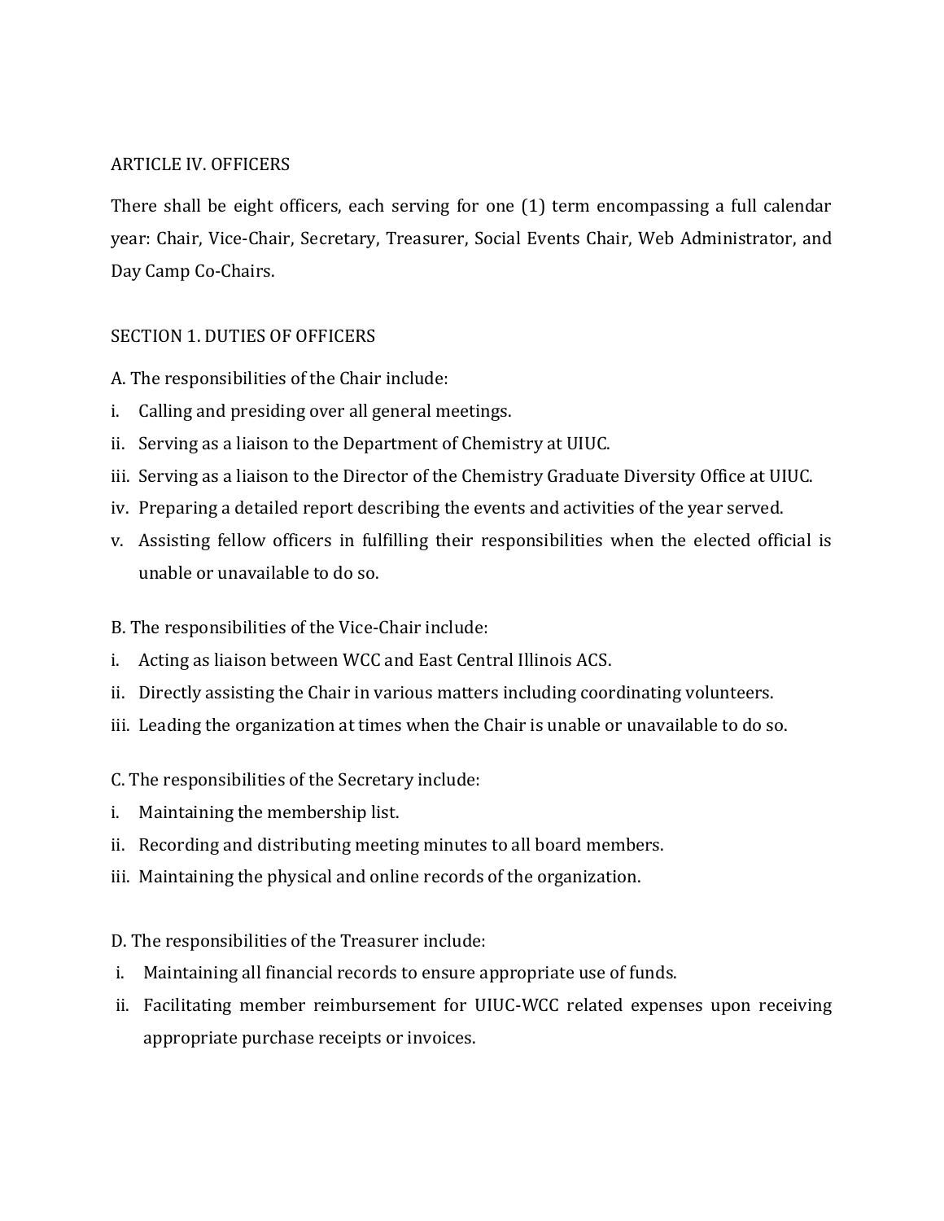## ARTICLE IV. OFFICERS

There shall be eight officers, each serving for one (1) term encompassing a full calendar year: Chair, Vice-Chair, Secretary, Treasurer, Social Events Chair, Web Administrator, and Day Camp Co-Chairs.

### SECTION 1. DUTIES OF OFFICERS

A. The responsibilities of the Chair include:

i. Calling and presiding over all general meetings.
ii. Serving as a liaison to the Department of Chemistry at UIUC.
iii. Serving as a liaison to the Director of the Chemistry Graduate Diversity Office at UIUC.
iv. Preparing a detailed report describing the events and activities of the year served.
v. Assisting fellow officers in fulfilling their responsibilities when the elected official is unable or unavailable to do so.

B. The responsibilities of the Vice-Chair include:

i. Acting as liaison between WCC and East Central Illinois ACS.
ii. Directly assisting the Chair in various matters including coordinating volunteers.
iii. Leading the organization at times when the Chair is unable or unavailable to do so.

C. The responsibilities of the Secretary include:

i. Maintaining the membership list.
ii. Recording and distributing meeting minutes to all board members.
iii. Maintaining the physical and online records of the organization.

D. The responsibilities of the Treasurer include:

i. Maintaining all financial records to ensure appropriate use of funds.
ii. Facilitating member reimbursement for UIUC-WCC related expenses upon receiving appropriate purchase receipts or invoices.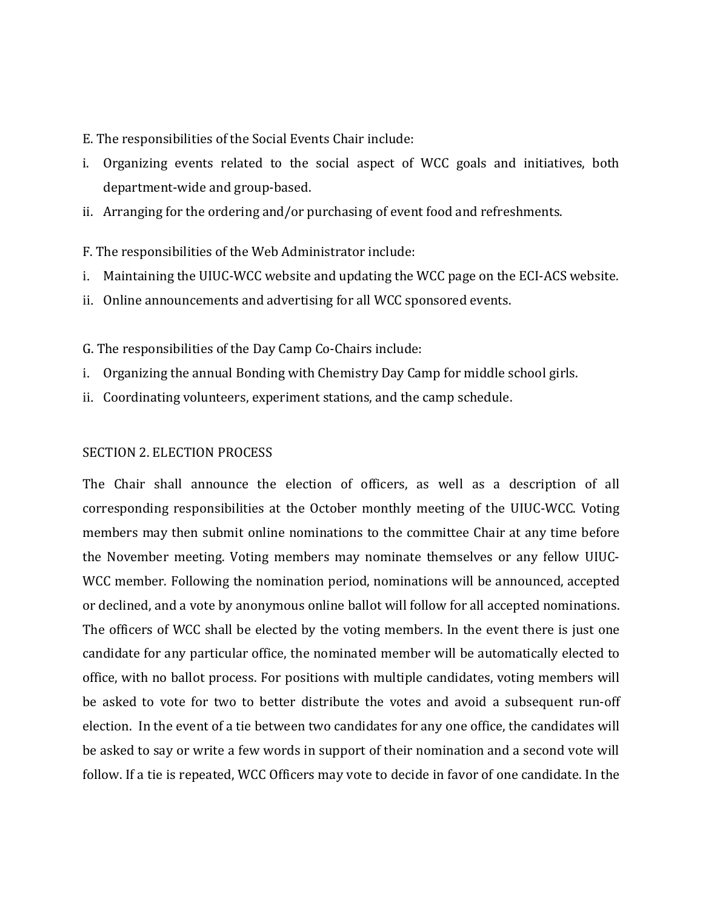E. The responsibilities of the Social Events Chair include:

i. Organizing events related to the social aspect of WCC goals and initiatives, both department-wide and group-based.

ii. Arranging for the ordering and/or purchasing of event food and refreshments.

F. The responsibilities of the Web Administrator include:

i. Maintaining the UIUC-WCC website and updating the WCC page on the ECI-ACS website.

ii. Online announcements and advertising for all WCC sponsored events.

G. The responsibilities of the Day Camp Co-Chairs include:

i. Organizing the annual Bonding with Chemistry Day Camp for middle school girls.

ii. Coordinating volunteers, experiment stations, and the camp schedule.

## SECTION 2. ELECTION PROCESS

The Chair shall announce the election of officers, as well as a description of all corresponding responsibilities at the October monthly meeting of the UIUC-WCC. Voting members may then submit online nominations to the committee Chair at any time before the November meeting. Voting members may nominate themselves or any fellow UIUC-WCC member. Following the nomination period, nominations will be announced, accepted or declined, and a vote by anonymous online ballot will follow for all accepted nominations. The officers of WCC shall be elected by the voting members. In the event there is just one candidate for any particular office, the nominated member will be automatically elected to office, with no ballot process. For positions with multiple candidates, voting members will be asked to vote for two to better distribute the votes and avoid a subsequent run-off election. In the event of a tie between two candidates for any one office, the candidates will be asked to say or write a few words in support of their nomination and a second vote will follow. If a tie is repeated, WCC Officers may vote to decide in favor of one candidate. In the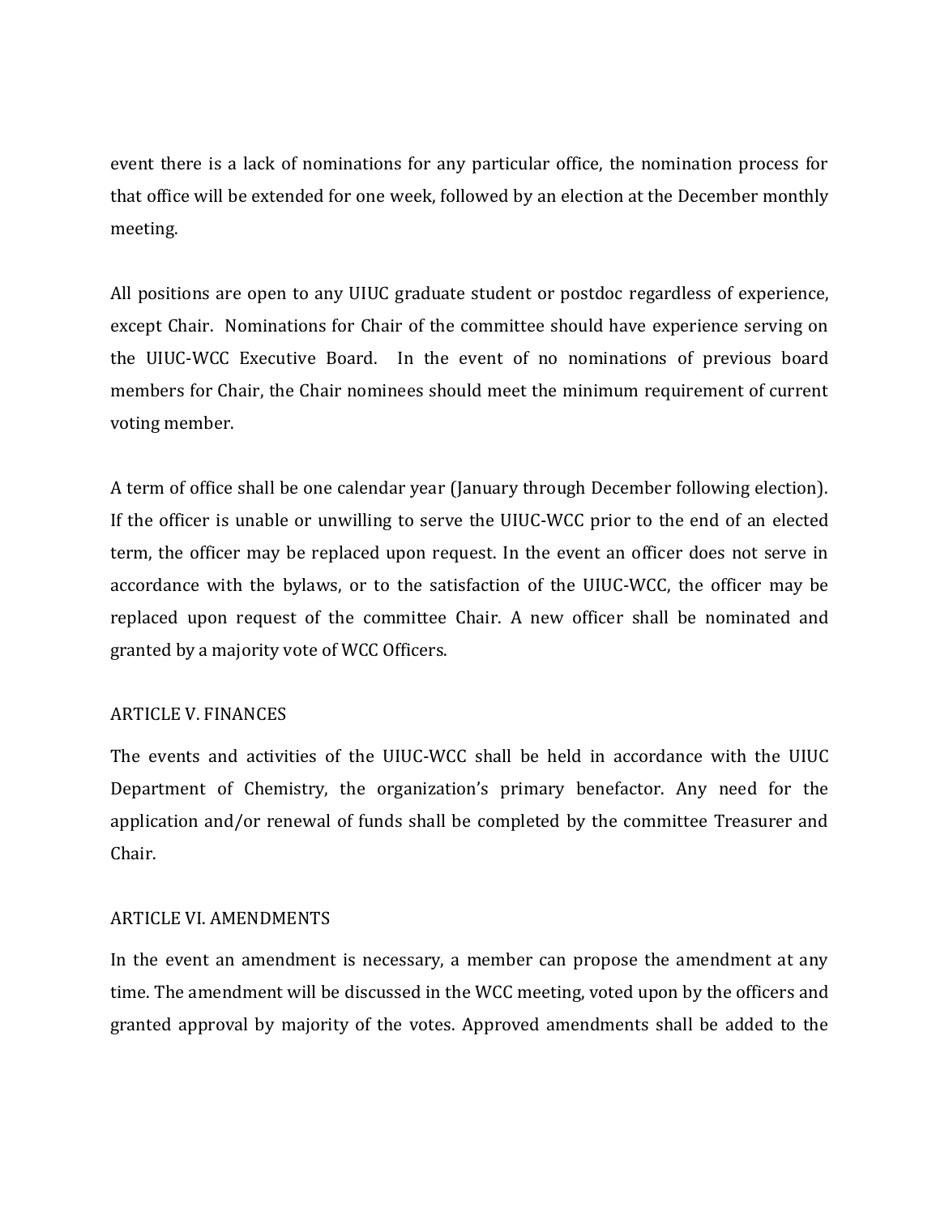event there is a lack of nominations for any particular office, the nomination process for that office will be extended for one week, followed by an election at the December monthly meeting.

All positions are open to any UIUC graduate student or postdoc regardless of experience, except Chair. Nominations for Chair of the committee should have experience serving on the UIUC-WCC Executive Board. In the event of no nominations of previous board members for Chair, the Chair nominees should meet the minimum requirement of current voting member.

A term of office shall be one calendar year (January through December following election). If the officer is unable or unwilling to serve the UIUC-WCC prior to the end of an elected term, the officer may be replaced upon request. In the event an officer does not serve in accordance with the bylaws, or to the satisfaction of the UIUC-WCC, the officer may be replaced upon request of the committee Chair. A new officer shall be nominated and granted by a majority vote of WCC Officers.

## ARTICLE V. FINANCES

The events and activities of the UIUC-WCC shall be held in accordance with the UIUC Department of Chemistry, the organization's primary benefactor. Any need for the application and/or renewal of funds shall be completed by the committee Treasurer and Chair.

## ARTICLE VI. AMENDMENTS

In the event an amendment is necessary, a member can propose the amendment at any time. The amendment will be discussed in the WCC meeting, voted upon by the officers and granted approval by majority of the votes. Approved amendments shall be added to the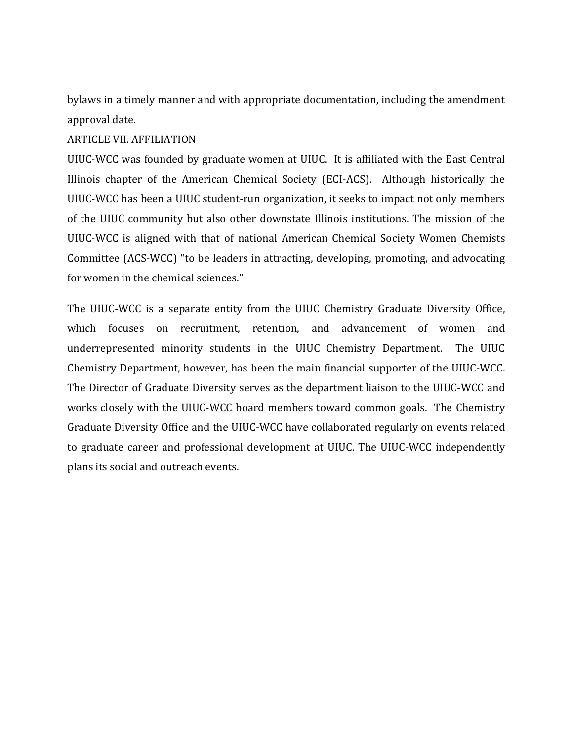bylaws in a timely manner and with appropriate documentation, including the amendment approval date.

## ARTICLE VII. AFFILIATION

UIUC-WCC was founded by graduate women at UIUC. It is affiliated with the East Central Illinois chapter of the American Chemical Society (ECI-ACS). Although historically the UIUC-WCC has been a UIUC student-run organization, it seeks to impact not only members of the UIUC community but also other downstate Illinois institutions. The mission of the UIUC-WCC is aligned with that of national American Chemical Society Women Chemists Committee (ACS-WCC) "to be leaders in attracting, developing, promoting, and advocating for women in the chemical sciences."

The UIUC-WCC is a separate entity from the UIUC Chemistry Graduate Diversity Office, which focuses on recruitment, retention, and advancement of women and underrepresented minority students in the UIUC Chemistry Department. The UIUC Chemistry Department, however, has been the main financial supporter of the UIUC-WCC. The Director of Graduate Diversity serves as the department liaison to the UIUC-WCC and works closely with the UIUC-WCC board members toward common goals. The Chemistry Graduate Diversity Office and the UIUC-WCC have collaborated regularly on events related to graduate career and professional development at UIUC. The UIUC-WCC independently plans its social and outreach events.